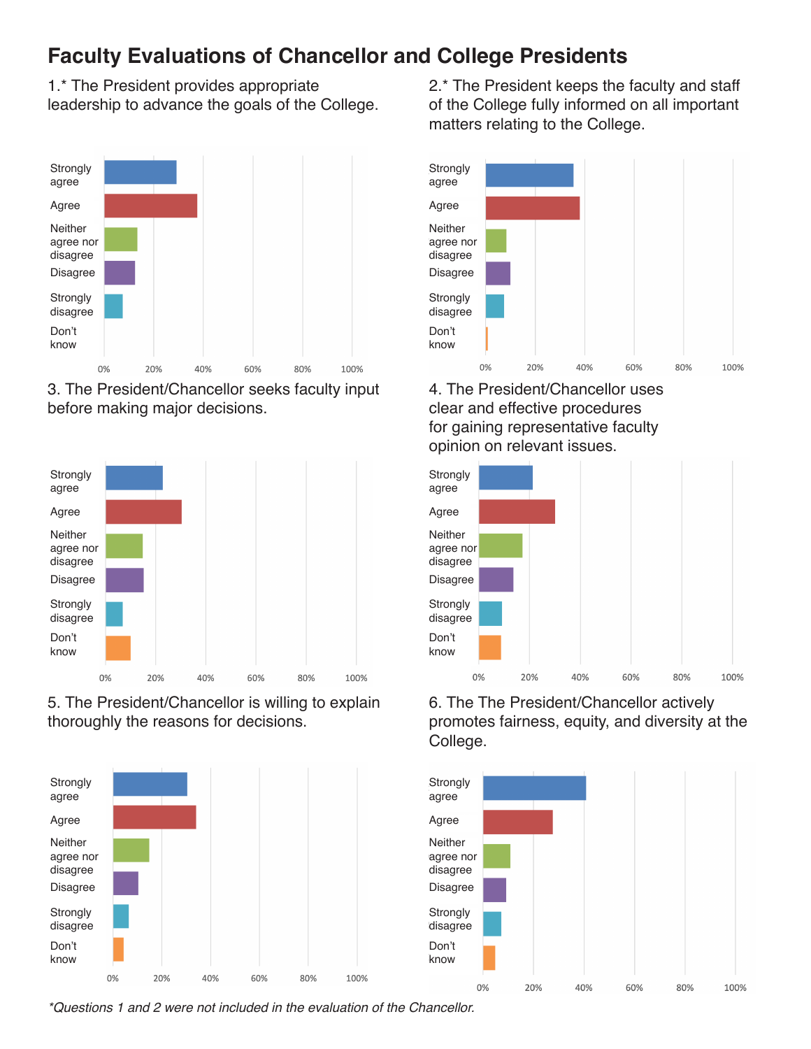# Faculty Evaluations of Chancellor and College Presidents

1.* The President provides appropriate leadership to advance the goals of the College.

Strongly agree
Agree
Neither agree nor disagree
Disagree
Strongly disagree
Don't know

0% 20% 40% 60% 80% 100%

2.* The President keeps the faculty and staff of the College fully informed on all important matters relating to the College.

Strongly agree
Agree
Neither agree nor disagree
Disagree
Strongly disagree
Don't know

0% 20% 40% 60% 80% 100%

3. The President/Chancellor seeks faculty input before making major decisions.

Strongly agree
Agree
Neither agree nor disagree
Disagree
Strongly disagree
Don't know

0% 20% 40% 60% 80% 100%

4. The President/Chancellor uses clear and effective procedures for gaining representative faculty opinion on relevant issues.

Strongly agree
Agree
Neither agree nor disagree
Disagree
Strongly disagree
Don't know

0% 20% 40% 60% 80% 100%

5. The President/Chancellor is willing to explain thoroughly the reasons for decisions.

Strongly agree
Agree
Neither agree nor disagree
Disagree
Strongly disagree
Don't know

0% 20% 40% 60% 80% 100%

6. The The President/Chancellor actively promotes fairness, equity, and diversity at the College.

Strongly agree
Agree
Neither agree nor disagree
Disagree
Strongly disagree
Don't know

0% 20% 40% 60% 80% 100%

*Questions 1 and 2 were not included in the evaluation of the Chancellor.*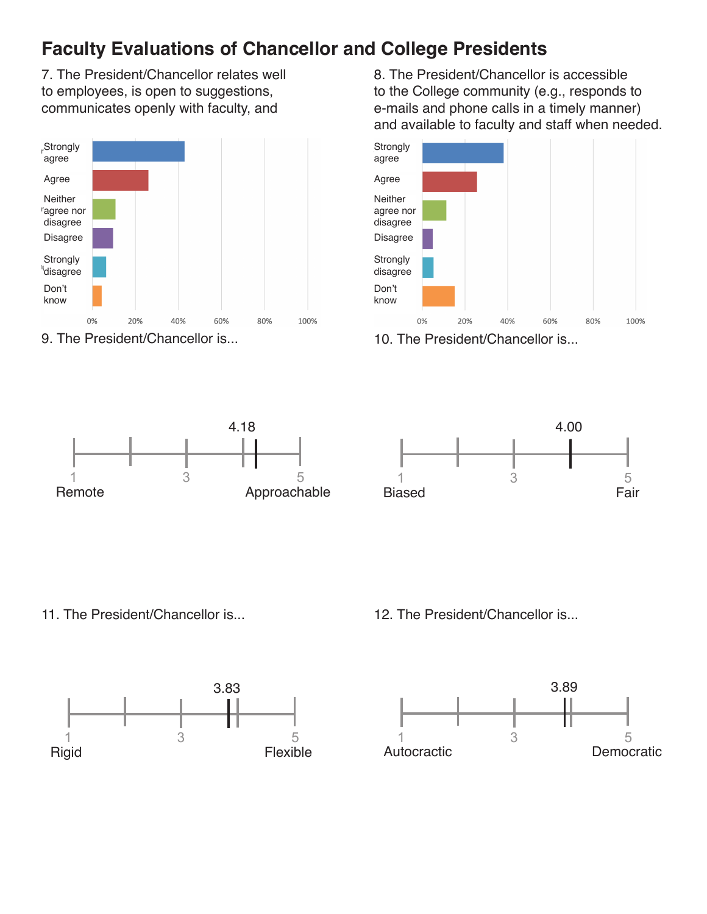# Faculty Evaluations of Chancellor and College Presidents

7. The President/Chancellor relates well to employees, is open to suggestions, communicates openly with faculty, and

| Response | |
|---|---|
| Strongly agree | |
| Agree | |
| Neither agree nor disagree | |
| Disagree | |
| Strongly disagree | |
| Don't know | |

0% 20% 40% 60% 80% 100%

8. The President/Chancellor is accessible to the College community (e.g., responds to e-mails and phone calls in a timely manner) and available to faculty and staff when needed.

| Response | |
|---|---|
| Strongly agree | |
| Agree | |
| Neither agree nor disagree | |
| Disagree | |
| Strongly disagree | |
| Don't know | |

0% 20% 40% 60% 80% 100%

9. The President/Chancellor is...

4.18

1 Remote — 3 — 5 Approachable

10. The President/Chancellor is...

4.00

1 Biased — 3 — 5 Fair

11. The President/Chancellor is...

3.83

1 Rigid — 3 — 5 Flexible

12. The President/Chancellor is...

3.89

1 Autocractic — 3 — 5 Democratic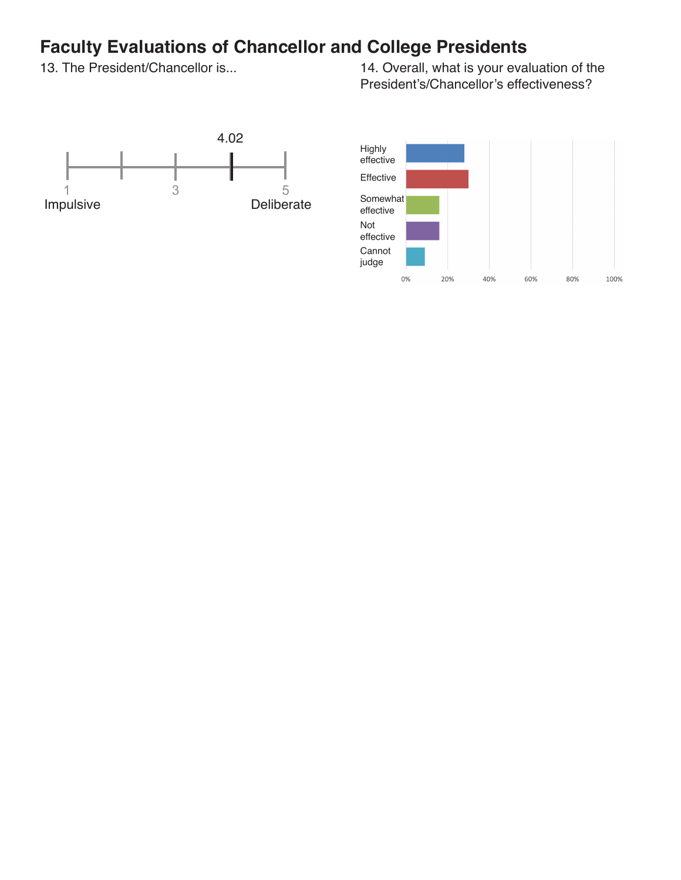# Faculty Evaluations of Chancellor and College Presidents

13. The President/Chancellor is...

4.02

1
3
5
Impulsive
Deliberate

14. Overall, what is your evaluation of the President's/Chancellor's effectiveness?

Highly effective
Effective
Somewhat effective
Not effective
Cannot judge

0%
20%
40%
60%
80%
100%